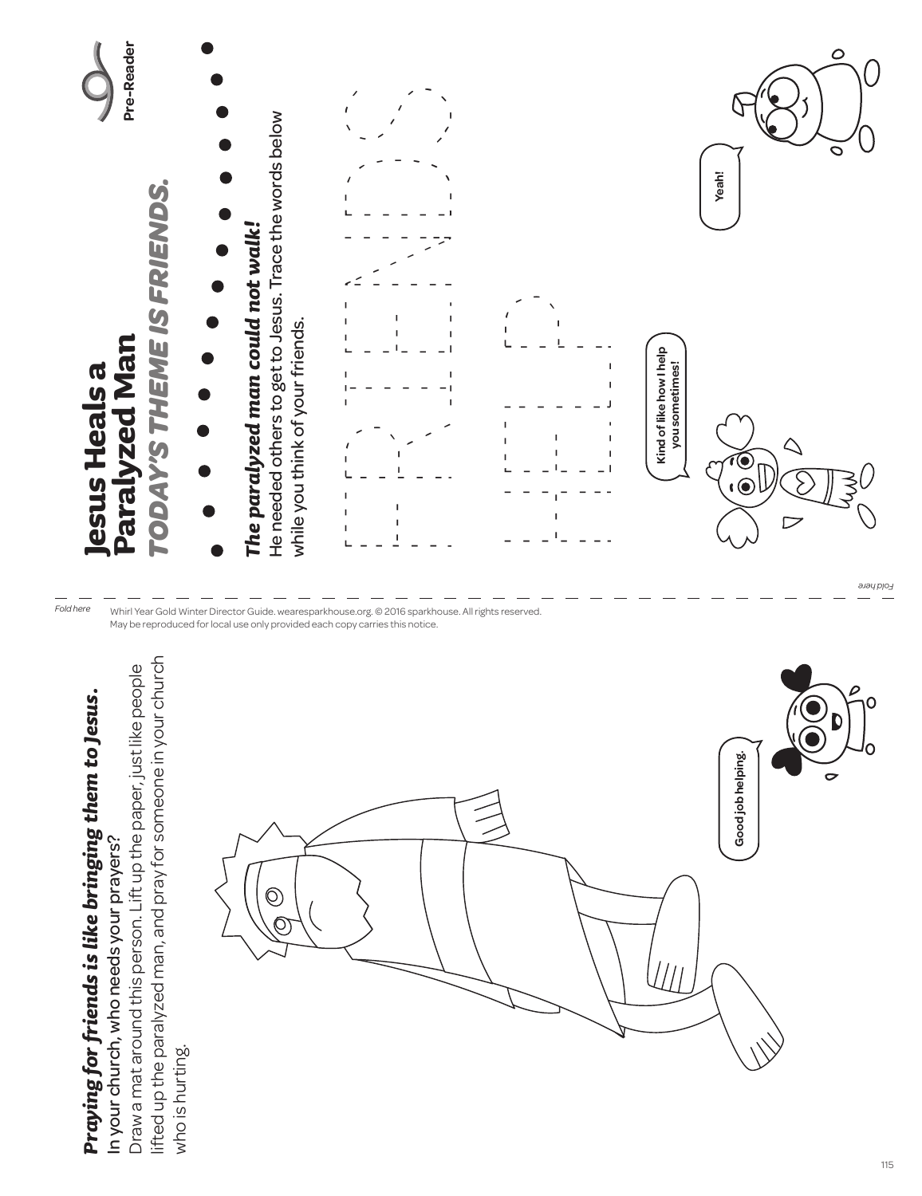Pre-Reader

# Jesus Heals a Paralyzed Man

## *TODAY'S THEME IS FRIENDS.*

***The paralyzed man could not walk!***
He needed others to get to Jesus. Trace the words below while you think of your friends.

FRIENDS

HELP

Kind of like how I help you sometimes!

Yeah!

Fold here

Whirl Year Gold Winter Director Guide. wearesparkhouse.org. © 2016 sparkhouse. All rights reserved. May be reproduced for local use only provided each copy carries this notice.

***Praying for friends is like bringing them to Jesus.***
In your church, who needs your prayers?
Draw a mat around this person. Lift up the paper, just like people lifted up the paralyzed man, and pray for someone in your church who is hurting.

Good job helping.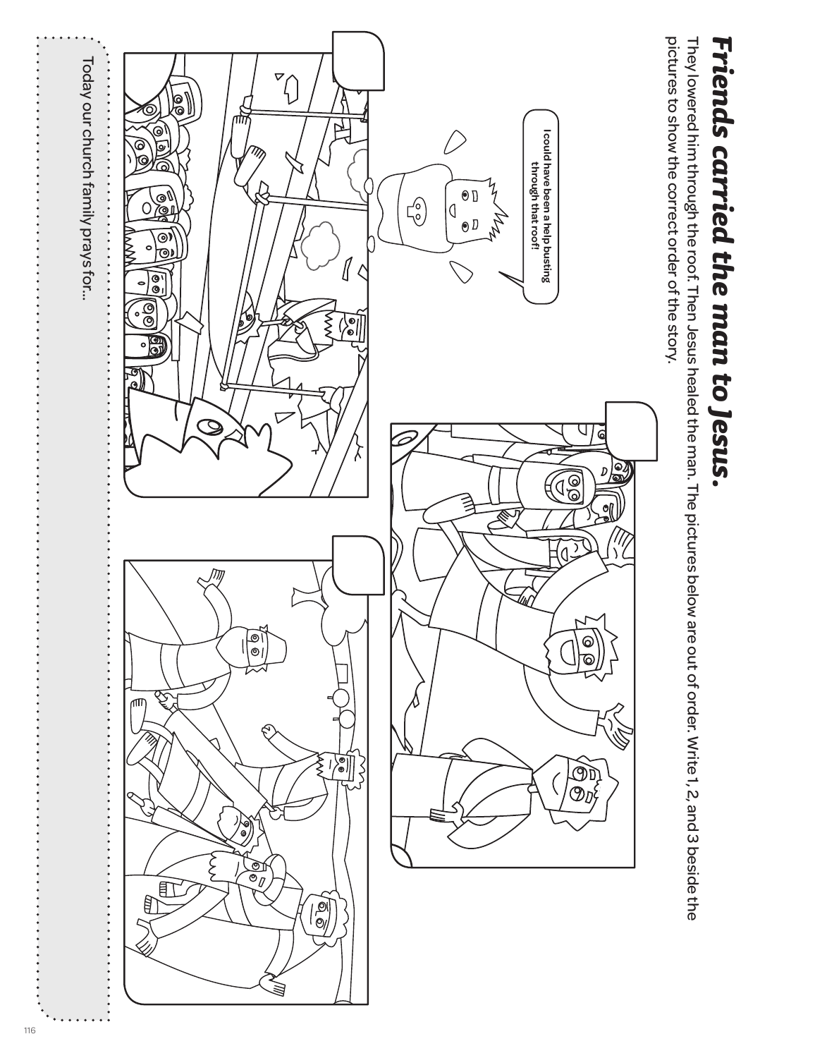# *Friends carried the man to Jesus.*

They lowered him through the roof. Then Jesus healed the man. The pictures below are out of order. Write 1, 2, and 3 beside the pictures to show the correct order of the story.

I could have been a help busting through that roof!

Today our church family prays for...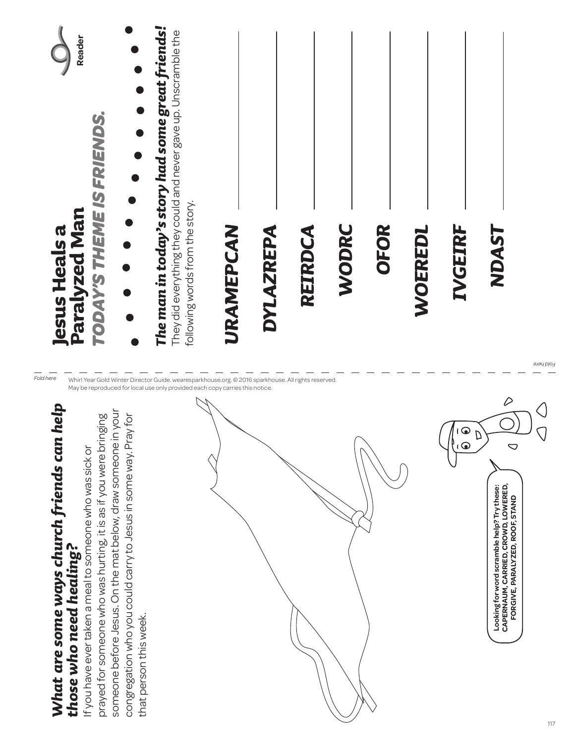# Jesus Heals a Paralyzed Man

## TODAY'S THEME IS FRIENDS.

***The man in today's story had some great friends!***

They did everything they could and never gave up. Unscramble the following words from the story.

**URAMEPCAN** ____________________

**DYLAZREPA** ____________________

**REIRDCA** ____________________

**WODRC** ____________________

**OFOR** ____________________

**WOEREDL** ____________________

**IVGEIRF** ____________________

**NDAST** ____________________

Whirl Year Gold Winter Director Guide. wearesparkhouse.org. © 2016 sparkhouse. All rights reserved. May be reproduced for local use only provided each copy carries this notice.

## *What are some ways church friends can help those who need healing?*

If you have ever taken a meal to someone who was sick or prayed for someone who was hurting, it is as if you were bringing someone before Jesus. On the mat below, draw someone in your congregation who you could carry to Jesus in some way. Pray for that person this week.

**Looking for word scramble help? Try these: CAPERNAUM, CARRIED, CROWD, LOWERED, FORGIVE, PARALYZED, ROOF, STAND**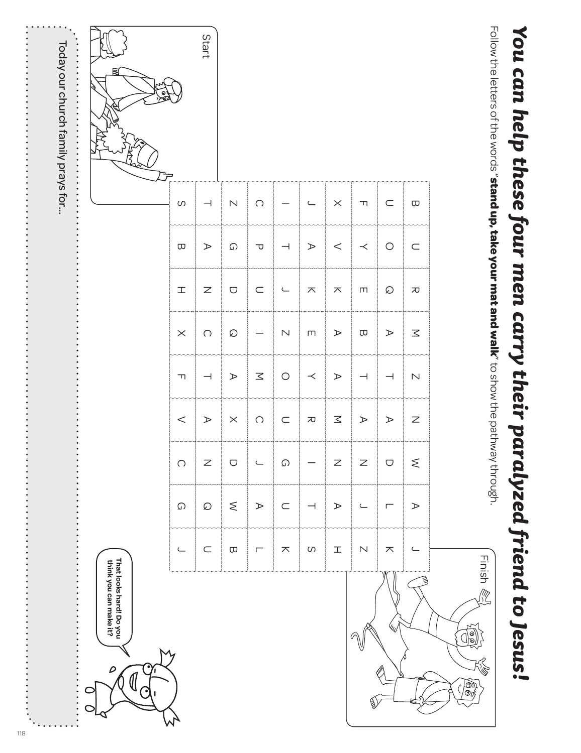# *You can help these four men carry their paralyzed friend to Jesus!*

Follow the letters of the words "**stand up, take your mat and walk**" to show the pathway through.

Start

Finish

| | | | | | | | | |
|---|---|---|---|---|---|---|---|---|
| B | U | R | M | Z | N | W | A | J |
| U | O | Q | A | T | A | D | L | K |
| F | Y | E | B | T | A | N | J | Z |
| X | V | K | A | A | M | N | A | H |
| J | A | K | E | Y | R | I | T | S |
| I | T | J | Z | O | U | G | U | K |
| C | P | U | I | M | C | J | A | L |
| Z | G | D | Q | A | X | D | W | B |
| T | A | N | C | T | A | N | Q | U |
| S | B | H | X | F | V | C | G | J |

**That looks hard! Do you think you can make it?**

Today our church family prays for...